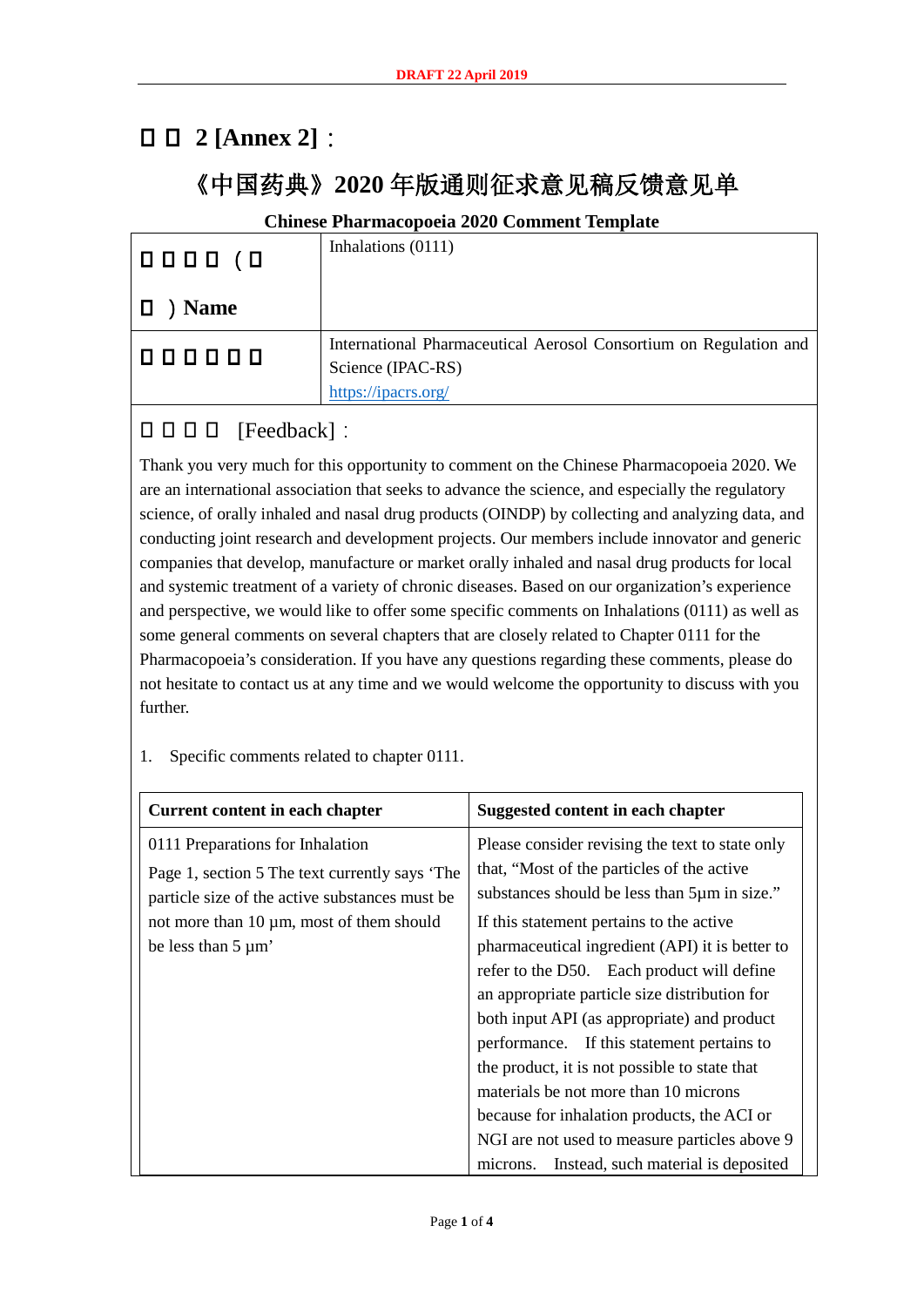# □ □ 2 [Annex 2]：

## 《中国药典》2020 年版通则征求意见稿反馈意见单

**Chinese Pharmacopoeia 2020 Comment Template**

| | |
|---|---|
| □ □ □ □ （□ □ ）**Name** | Inhalations (0111) |
| □ □ □ □ □ □ | International Pharmaceutical Aerosol Consortium on Regulation and Science (IPAC-RS) https://ipacrs.org/ |

□ □ □ □ [Feedback]：

Thank you very much for this opportunity to comment on the Chinese Pharmacopoeia 2020. We are an international association that seeks to advance the science, and especially the regulatory science, of orally inhaled and nasal drug products (OINDP) by collecting and analyzing data, and conducting joint research and development projects. Our members include innovator and generic companies that develop, manufacture or market orally inhaled and nasal drug products for local and systemic treatment of a variety of chronic diseases. Based on our organization's experience and perspective, we would like to offer some specific comments on Inhalations (0111) as well as some general comments on several chapters that are closely related to Chapter 0111 for the Pharmacopoeia's consideration. If you have any questions regarding these comments, please do not hesitate to contact us at any time and we would welcome the opportunity to discuss with you further.

1. Specific comments related to chapter 0111.

| Current content in each chapter | Suggested content in each chapter |
|---|---|
| 0111 Preparations for Inhalation<br><br>Page 1, section 5 The text currently says 'The particle size of the active substances must be not more than 10 µm, most of them should be less than 5 µm' | Please consider revising the text to state only that, "Most of the particles of the active substances should be less than 5µm in size."<br><br>If this statement pertains to the active pharmaceutical ingredient (API) it is better to refer to the D50. Each product will define an appropriate particle size distribution for both input API (as appropriate) and product performance. If this statement pertains to the product, it is not possible to state that materials be not more than 10 microns because for inhalation products, the ACI or NGI are not used to measure particles above 9 microns. Instead, such material is deposited |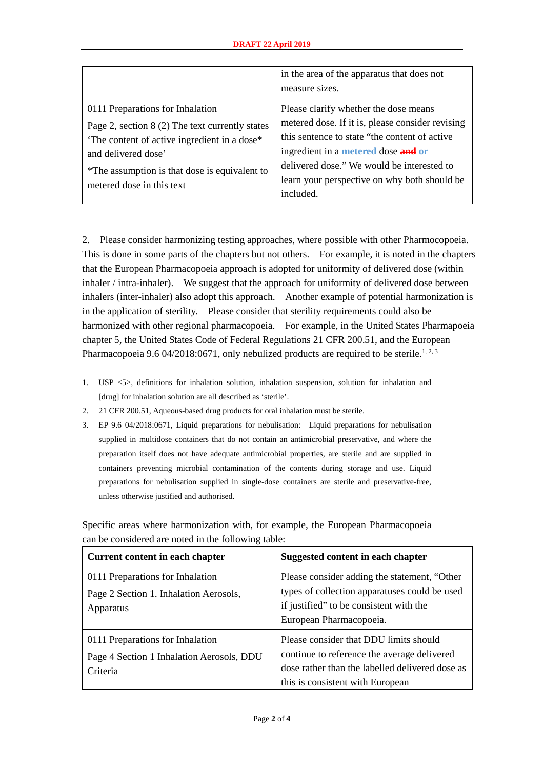| | |
|---|---|
| | in the area of the apparatus that does not measure sizes. |
| 0111 Preparations for Inhalation<br><br>Page 2, section 8 (2) The text currently states 'The content of active ingredient in a dose* and delivered dose'<br><br>*The assumption is that dose is equivalent to metered dose in this text | Please clarify whether the dose means metered dose. If it is, please consider revising this sentence to state "the content of active ingredient in a **metered** dose ~~**and**~~ **or** delivered dose." We would be interested to learn your perspective on why both should be included. |

2. Please consider harmonizing testing approaches, where possible with other Pharmocopoeia. This is done in some parts of the chapters but not others. For example, it is noted in the chapters that the European Pharmacopoeia approach is adopted for uniformity of delivered dose (within inhaler / intra-inhaler). We suggest that the approach for uniformity of delivered dose between inhalers (inter-inhaler) also adopt this approach. Another example of potential harmonization is in the application of sterility. Please consider that sterility requirements could also be harmonized with other regional pharmacopoeia. For example, in the United States Pharmapoeia chapter 5, the United States Code of Federal Regulations 21 CFR 200.51, and the European Pharmacopoeia 9.6 04/2018:0671, only nebulized products are required to be sterile.[1, 2, 3]

1. USP <5>, definitions for inhalation solution, inhalation suspension, solution for inhalation and [drug] for inhalation solution are all described as 'sterile'.
2. 21 CFR 200.51, Aqueous-based drug products for oral inhalation must be sterile.
3. EP 9.6 04/2018:0671, Liquid preparations for nebulisation: Liquid preparations for nebulisation supplied in multidose containers that do not contain an antimicrobial preservative, and where the preparation itself does not have adequate antimicrobial properties, are sterile and are supplied in containers preventing microbial contamination of the contents during storage and use. Liquid preparations for nebulisation supplied in single-dose containers are sterile and preservative-free, unless otherwise justified and authorised.

Specific areas where harmonization with, for example, the European Pharmacopoeia can be considered are noted in the following table:

| Current content in each chapter | Suggested content in each chapter |
|---|---|
| 0111 Preparations for Inhalation<br><br>Page 2 Section 1. Inhalation Aerosols, Apparatus | Please consider adding the statement, "Other types of collection apparatuses could be used if justified" to be consistent with the European Pharmacopoeia. |
| 0111 Preparations for Inhalation<br><br>Page 4 Section 1 Inhalation Aerosols, DDU Criteria | Please consider that DDU limits should continue to reference the average delivered dose rather than the labelled delivered dose as this is consistent with European |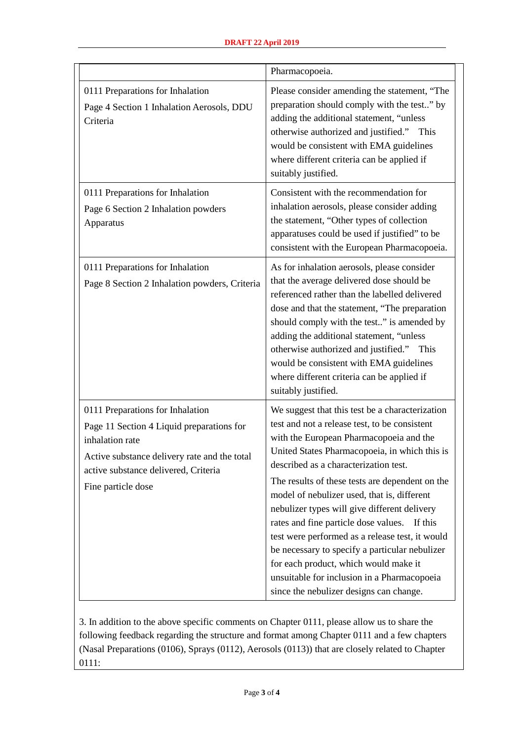| | |
|---|---|
| | Pharmacopoeia. |
| 0111 Preparations for Inhalation<br>Page 4 Section 1 Inhalation Aerosols, DDU Criteria | Please consider amending the statement, "The preparation should comply with the test.." by adding the additional statement, "unless otherwise authorized and justified." This would be consistent with EMA guidelines where different criteria can be applied if suitably justified. |
| 0111 Preparations for Inhalation<br>Page 6 Section 2 Inhalation powders Apparatus | Consistent with the recommendation for inhalation aerosols, please consider adding the statement, "Other types of collection apparatuses could be used if justified" to be consistent with the European Pharmacopoeia. |
| 0111 Preparations for Inhalation<br>Page 8 Section 2 Inhalation powders, Criteria | As for inhalation aerosols, please consider that the average delivered dose should be referenced rather than the labelled delivered dose and that the statement, "The preparation should comply with the test.." is amended by adding the additional statement, "unless otherwise authorized and justified." This would be consistent with EMA guidelines where different criteria can be applied if suitably justified. |
| 0111 Preparations for Inhalation<br>Page 11 Section 4 Liquid preparations for inhalation rate<br>Active substance delivery rate and the total active substance delivered, Criteria<br>Fine particle dose | We suggest that this test be a characterization test and not a release test, to be consistent with the European Pharmacopoeia and the United States Pharmacopoeia, in which this is described as a characterization test.<br>The results of these tests are dependent on the model of nebulizer used, that is, different nebulizer types will give different delivery rates and fine particle dose values. If this test were performed as a release test, it would be necessary to specify a particular nebulizer for each product, which would make it unsuitable for inclusion in a Pharmacopoeia since the nebulizer designs can change. |

3. In addition to the above specific comments on Chapter 0111, please allow us to share the following feedback regarding the structure and format among Chapter 0111 and a few chapters (Nasal Preparations (0106), Sprays (0112), Aerosols (0113)) that are closely related to Chapter 0111: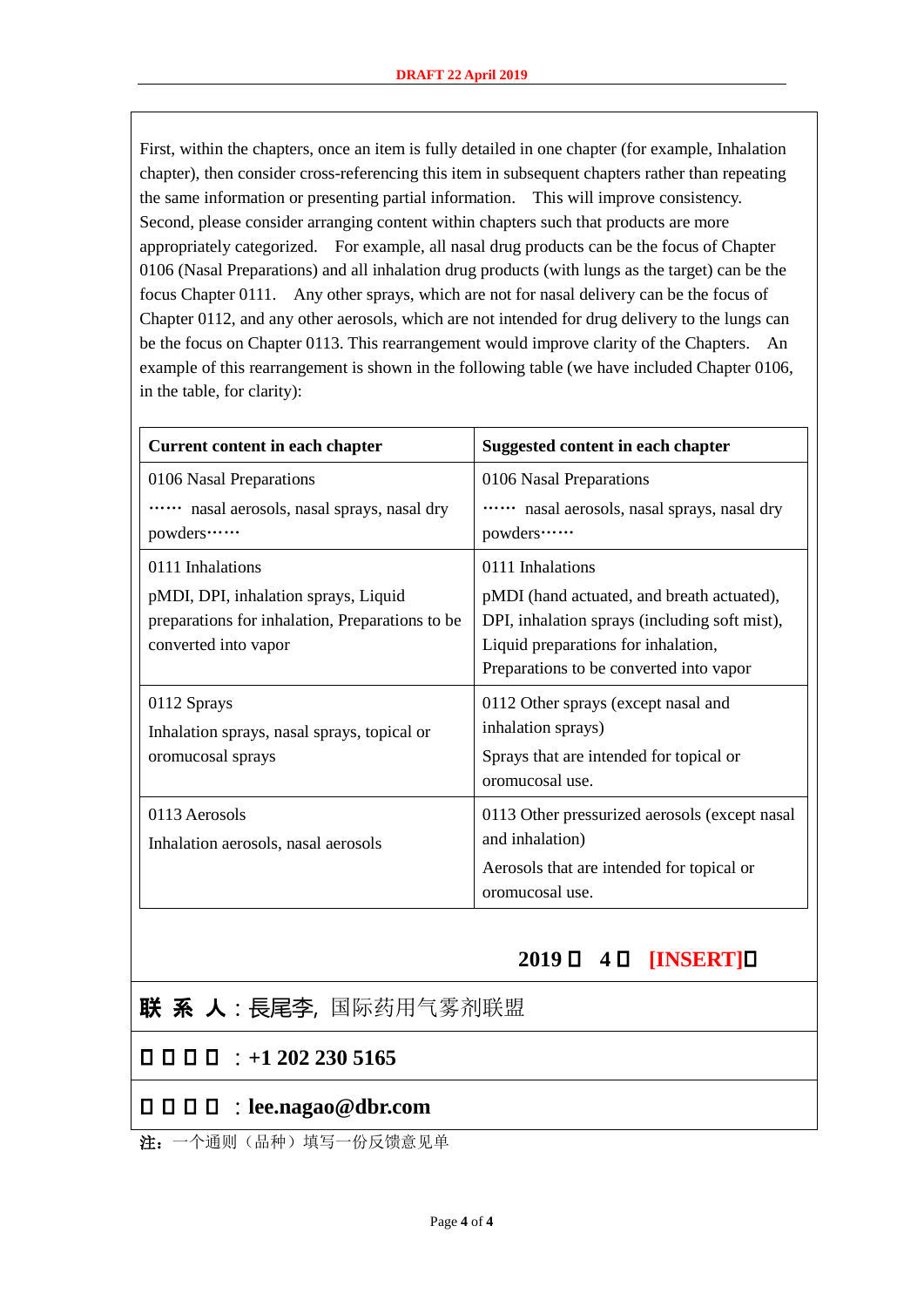First, within the chapters, once an item is fully detailed in one chapter (for example, Inhalation chapter), then consider cross-referencing this item in subsequent chapters rather than repeating the same information or presenting partial information.　This will improve consistency. Second, please consider arranging content within chapters such that products are more appropriately categorized.　For example, all nasal drug products can be the focus of Chapter 0106 (Nasal Preparations) and all inhalation drug products (with lungs as the target) can be the focus Chapter 0111.　Any other sprays, which are not for nasal delivery can be the focus of Chapter 0112, and any other aerosols, which are not intended for drug delivery to the lungs can be the focus on Chapter 0113. This rearrangement would improve clarity of the Chapters.　An example of this rearrangement is shown in the following table (we have included Chapter 0106, in the table, for clarity):

| **Current content in each chapter** | **Suggested content in each chapter** |
|---|---|
| 0106 Nasal Preparations<br>…… nasal aerosols, nasal sprays, nasal dry powders…… | 0106 Nasal Preparations<br>…… nasal aerosols, nasal sprays, nasal dry powders…… |
| 0111 Inhalations<br>pMDI, DPI, inhalation sprays, Liquid preparations for inhalation, Preparations to be converted into vapor | 0111 Inhalations<br>pMDI (hand actuated, and breath actuated), DPI, inhalation sprays (including soft mist), Liquid preparations for inhalation, Preparations to be converted into vapor |
| 0112 Sprays<br>Inhalation sprays, nasal sprays, topical or oromucosal sprays | 0112 Other sprays (except nasal and inhalation sprays)<br>Sprays that are intended for topical or oromucosal use. |
| 0113 Aerosols<br>Inhalation aerosols, nasal aerosols | 0113 Other pressurized aerosols (except nasal and inhalation)<br>Aerosols that are intended for topical or oromucosal use. |

**2019 □　4 □　[INSERT]□**

**联 系 人**：長尾李, 国际药用气雾剂联盟

**□ □ □ □** ：**+1 202 230 5165**

**□ □ □ □** ：**lee.nagao@dbr.com**

**注：**一个通则（品种）填写一份反馈意见单